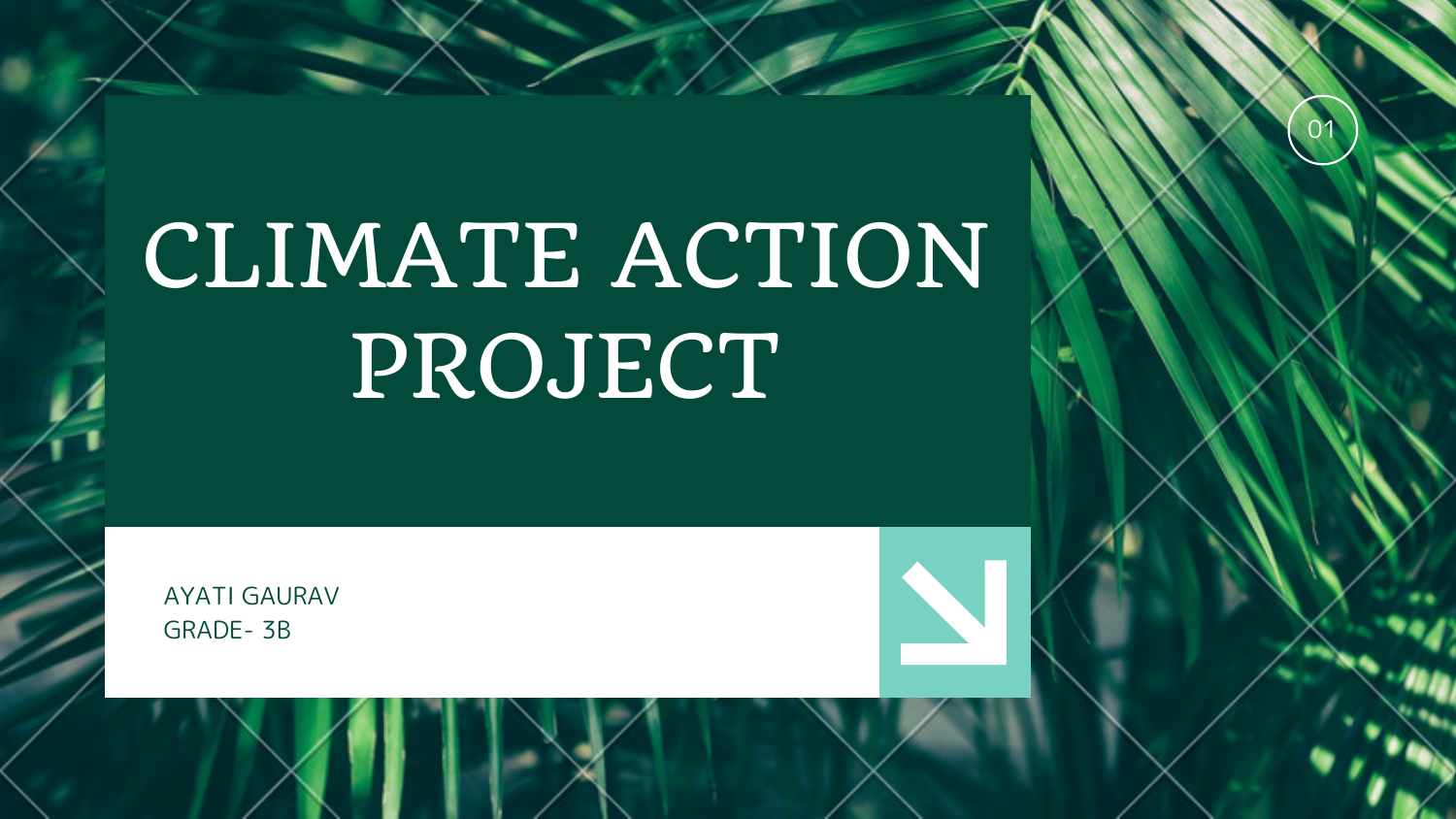# CLIMATE ACTION PROJECT

AYATI GAURAV
GRADE- 3B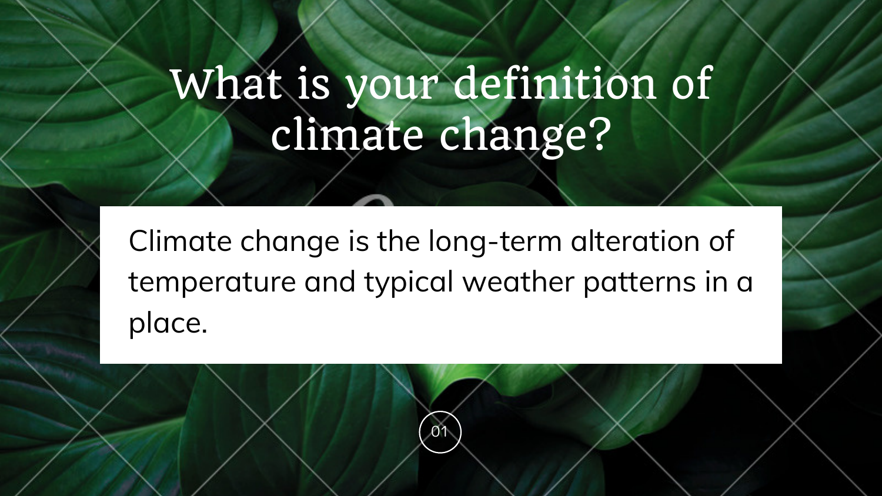# What is your definition of climate change?

Climate change is the long-term alteration of temperature and typical weather patterns in a place.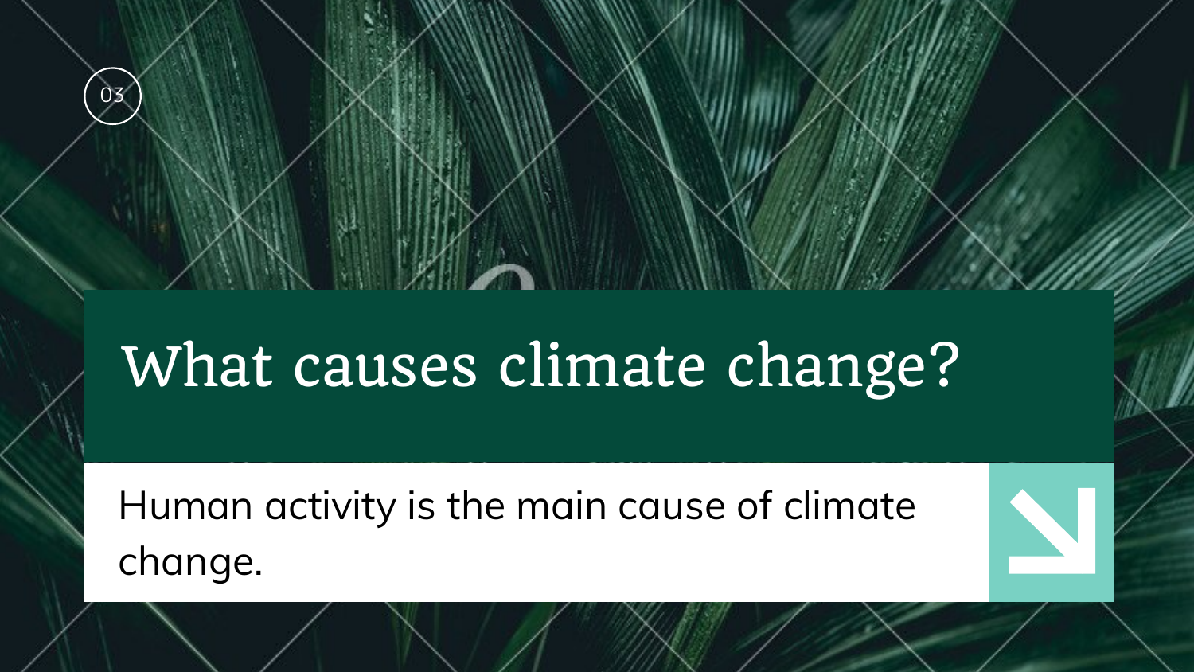# What causes climate change?

Human activity is the main cause of climate change.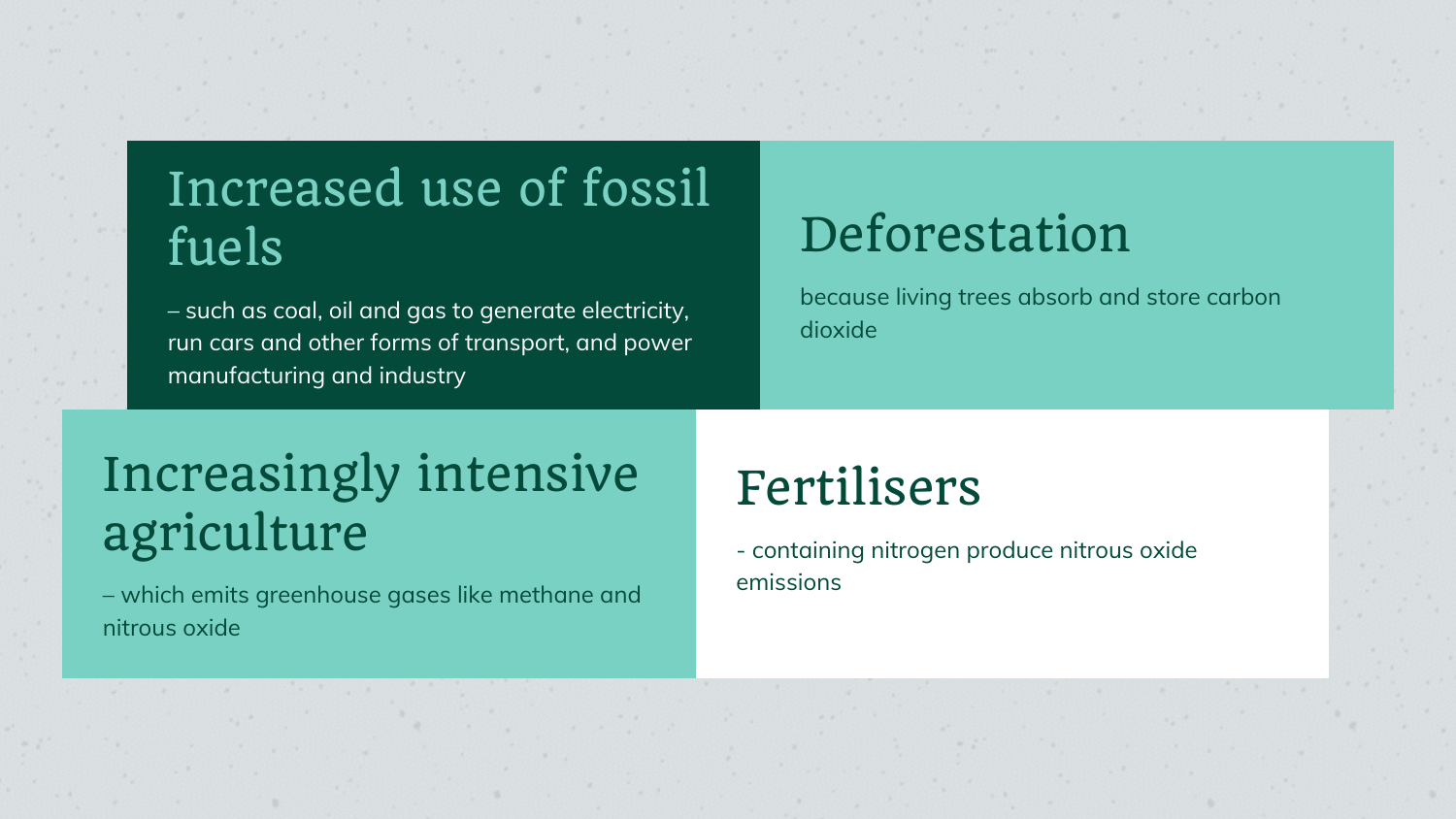## Increased use of fossil fuels

– such as coal, oil and gas to generate electricity, run cars and other forms of transport, and power manufacturing and industry

## Deforestation

because living trees absorb and store carbon dioxide

## Increasingly intensive agriculture

– which emits greenhouse gases like methane and nitrous oxide

## Fertilisers

- containing nitrogen produce nitrous oxide emissions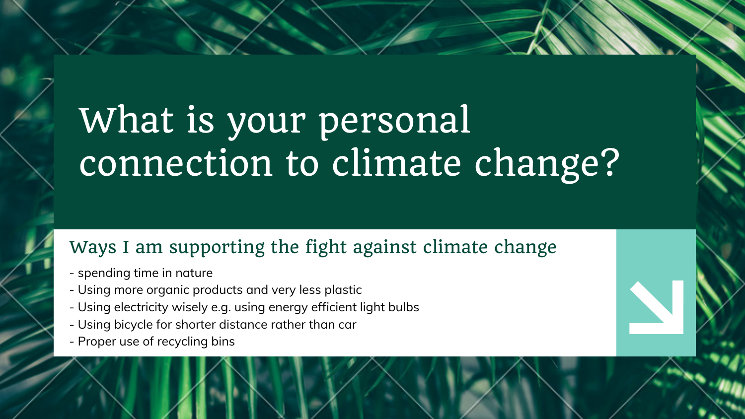# What is your personal connection to climate change?

## Ways I am supporting the fight against climate change

- spending time in nature
- Using more organic products and very less plastic
- Using electricity wisely e.g. using energy efficient light bulbs
- Using bicycle for shorter distance rather than car
- Proper use of recycling bins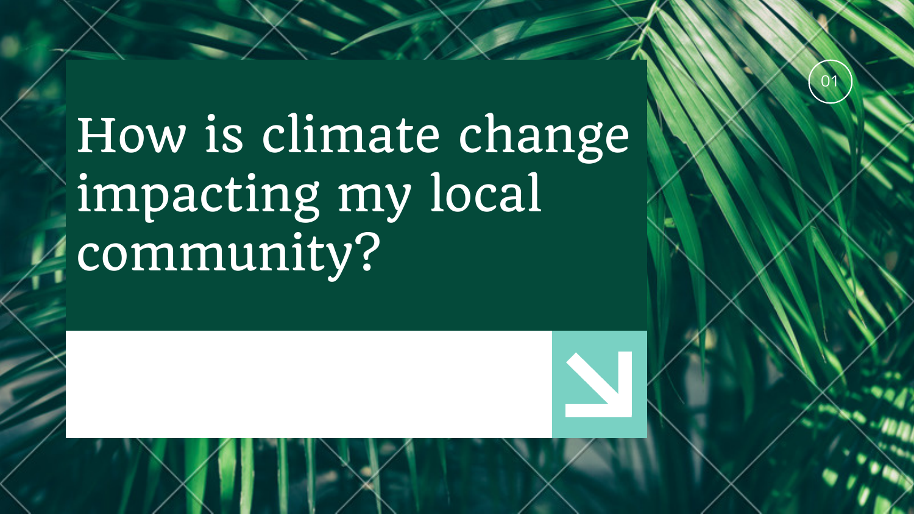# How is climate change impacting my local community?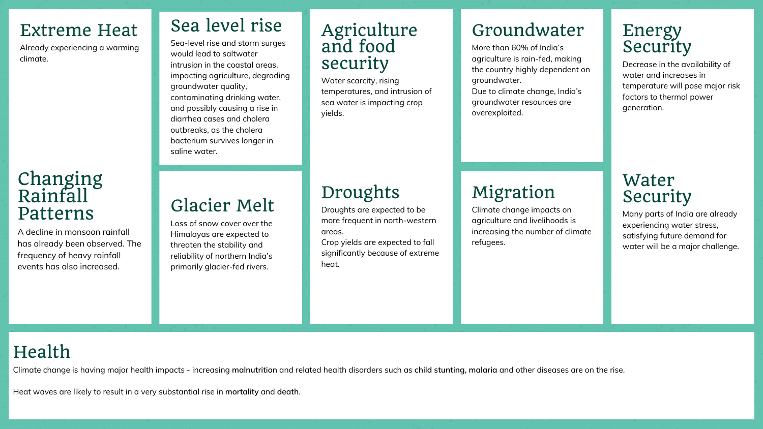## Extreme Heat

Already experiencing a warming climate.

## Changing Rainfall Patterns

A decline in monsoon rainfall has already been observed. The frequency of heavy rainfall events has also increased.

## Sea level rise

Sea-level rise and storm surges would lead to saltwater intrusion in the coastal areas, impacting agriculture, degrading groundwater quality, contaminating drinking water, and possibly causing a rise in diarrhea cases and cholera outbreaks, as the cholera bacterium survives longer in saline water.

## Glacier Melt

Loss of snow cover over the Himalayas are expected to threaten the stability and reliability of northern India's primarily glacier-fed rivers.

## Agriculture and food security

Water scarcity, rising temperatures, and intrusion of sea water is impacting crop yields.

## Droughts

Droughts are expected to be more frequent in north-western areas.
Crop yields are expected to fall significantly because of extreme heat.

## Groundwater

More than 60% of India's agriculture is rain-fed, making the country highly dependent on groundwater.
Due to climate change, India's groundwater resources are overexploited.

## Migration

Climate change impacts on agriculture and livelihoods is increasing the number of climate refugees.

## Energy Security

Decrease in the availability of water and increases in temperature will pose major risk factors to thermal power generation.

## Water Security

Many parts of India are already experiencing water stress, satisfying future demand for water will be a major challenge.

## Health

Climate change is having major health impacts - increasing **malnutrition** and related health disorders such as **child stunting, malaria** and other diseases are on the rise.

Heat waves are likely to result in a very substantial rise in **mortality** and **death**.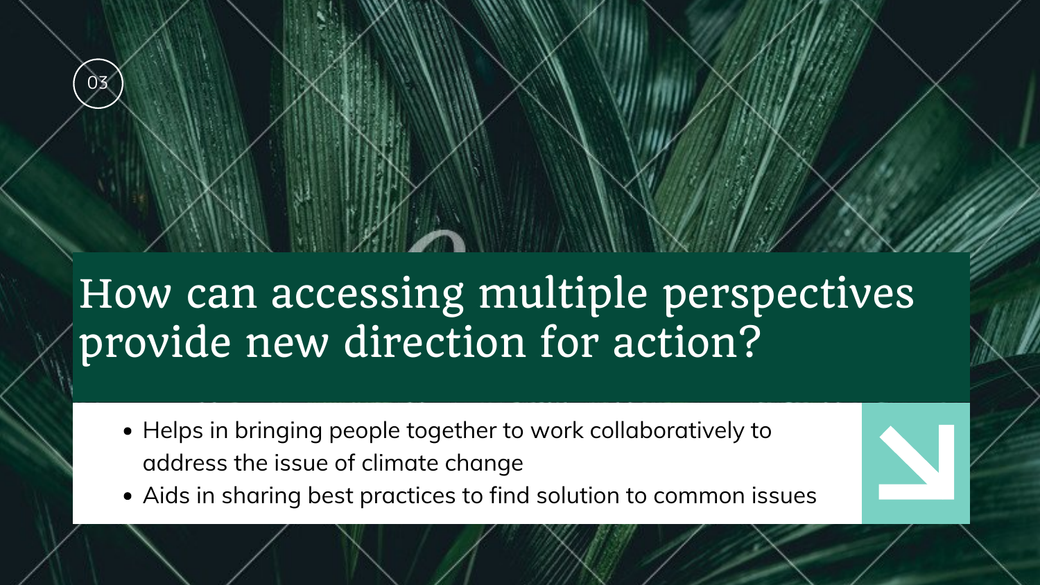03

# How can accessing multiple perspectives provide new direction for action?

- Helps in bringing people together to work collaboratively to address the issue of climate change
- Aids in sharing best practices to find solution to common issues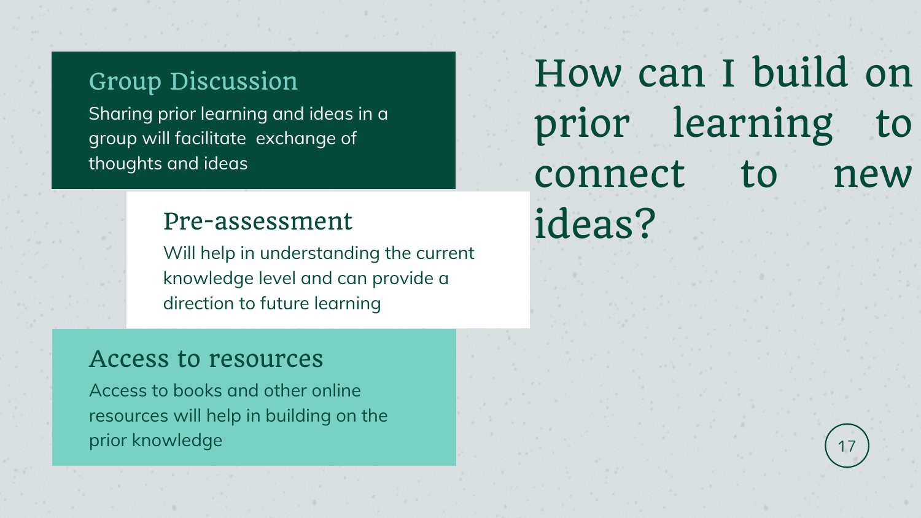# How can I build on prior learning to connect to new ideas?

### Group Discussion

Sharing prior learning and ideas in a group will facilitate exchange of thoughts and ideas

### Pre-assessment

Will help in understanding the current knowledge level and can provide a direction to future learning

### Access to resources

Access to books and other online resources will help in building on the prior knowledge